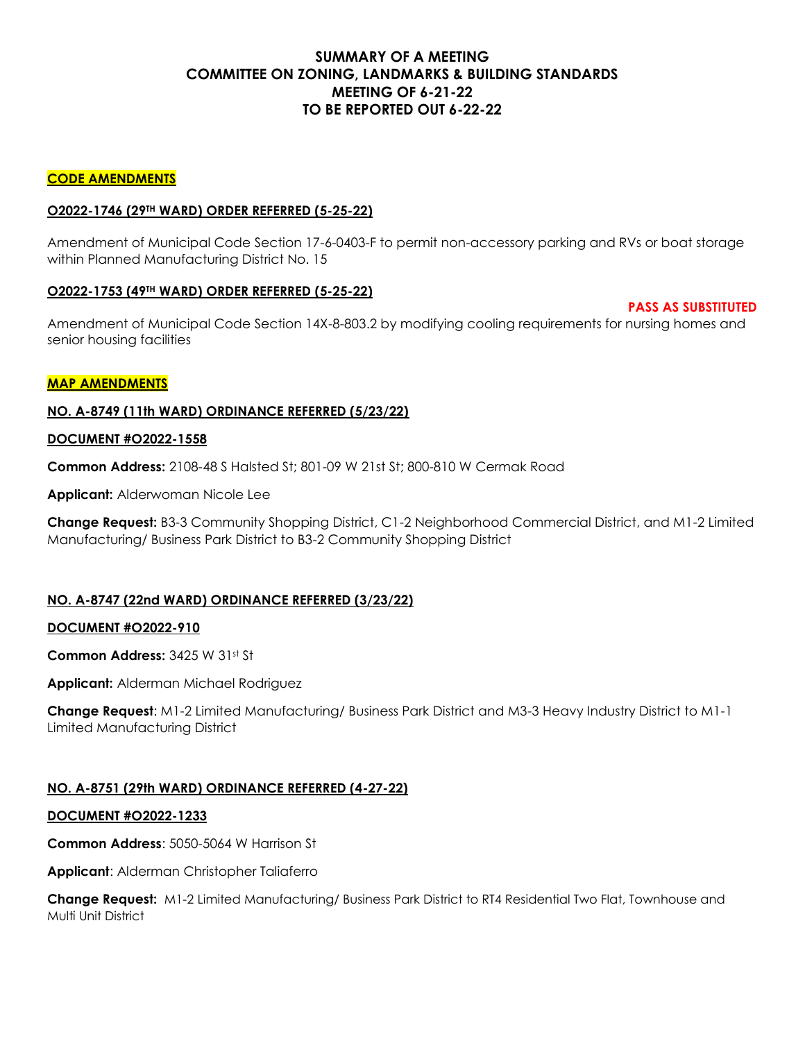# SUMMARY OF A MEETING
# COMMITTEE ON ZONING, LANDMARKS & BUILDING STANDARDS
# MEETING OF 6-21-22
# TO BE REPORTED OUT 6-22-22

## CODE AMENDMENTS

### O2022-1746 (29TH WARD) ORDER REFERRED (5-25-22)

Amendment of Municipal Code Section 17-6-0403-F to permit non-accessory parking and RVs or boat storage within Planned Manufacturing District No. 15

### O2022-1753 (49TH WARD) ORDER REFERRED (5-25-22)

**PASS AS SUBSTITUTED**

Amendment of Municipal Code Section 14X-8-803.2 by modifying cooling requirements for nursing homes and senior housing facilities

## MAP AMENDMENTS

### NO. A-8749 (11th WARD) ORDINANCE REFERRED (5/23/22)

**DOCUMENT #O2022-1558**

**Common Address:** 2108-48 S Halsted St; 801-09 W 21st St; 800-810 W Cermak Road

**Applicant:** Alderwoman Nicole Lee

**Change Request:** B3-3 Community Shopping District, C1-2 Neighborhood Commercial District, and M1-2 Limited Manufacturing/ Business Park District to B3-2 Community Shopping District

### NO. A-8747 (22nd WARD) ORDINANCE REFERRED (3/23/22)

**DOCUMENT #O2022-910**

**Common Address:** 3425 W 31st St

**Applicant:** Alderman Michael Rodriguez

**Change Request**: M1-2 Limited Manufacturing/ Business Park District and M3-3 Heavy Industry District to M1-1 Limited Manufacturing District

### NO. A-8751 (29th WARD) ORDINANCE REFERRED (4-27-22)

**DOCUMENT #O2022-1233**

**Common Address**: 5050-5064 W Harrison St

**Applicant**: Alderman Christopher Taliaferro

**Change Request:** M1-2 Limited Manufacturing/ Business Park District to RT4 Residential Two Flat, Townhouse and Multi Unit District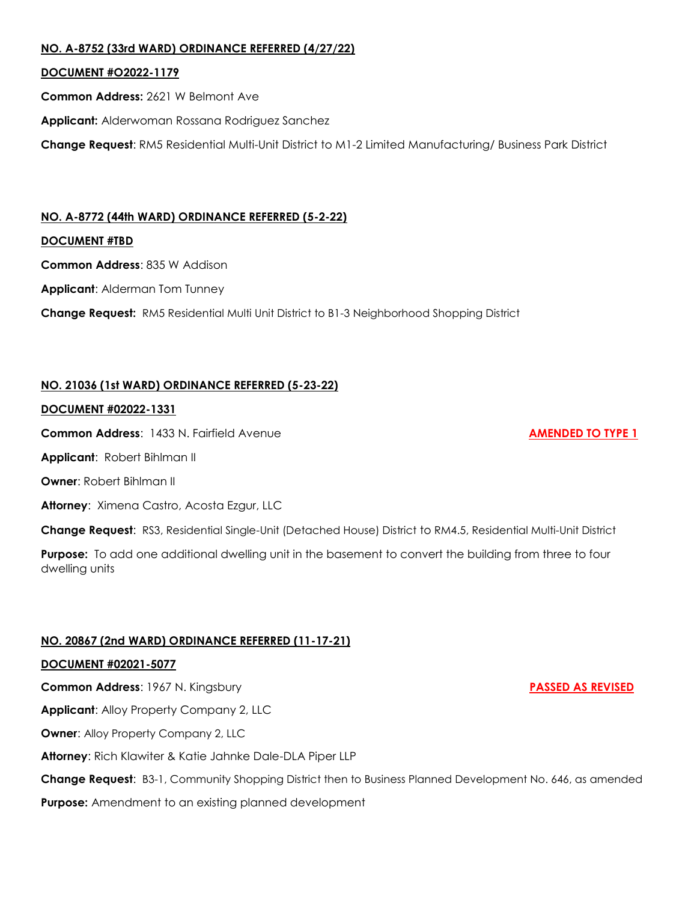**NO. A-8752 (33rd WARD) ORDINANCE REFERRED (4/27/22)**

**DOCUMENT #O2022-1179**

**Common Address:** 2621 W Belmont Ave

**Applicant:** Alderwoman Rossana Rodriguez Sanchez

**Change Request**: RM5 Residential Multi-Unit District to M1-2 Limited Manufacturing/ Business Park District

**NO. A-8772 (44th WARD) ORDINANCE REFERRED (5-2-22)**

**DOCUMENT #TBD**

**Common Address**: 835 W Addison

**Applicant**: Alderman Tom Tunney

**Change Request:** RM5 Residential Multi Unit District to B1-3 Neighborhood Shopping District

**NO. 21036 (1st WARD) ORDINANCE REFERRED (5-23-22)**

**DOCUMENT #02022-1331**

**Common Address**: 1433 N. Fairfield Avenue **AMENDED TO TYPE 1**

**Applicant**: Robert Bihlman II

**Owner**: Robert Bihlman II

**Attorney**: Ximena Castro, Acosta Ezgur, LLC

**Change Request**: RS3, Residential Single-Unit (Detached House) District to RM4.5, Residential Multi-Unit District

**Purpose:** To add one additional dwelling unit in the basement to convert the building from three to four dwelling units

**NO. 20867 (2nd WARD) ORDINANCE REFERRED (11-17-21)**

**DOCUMENT #02021-5077**

**Common Address**: 1967 N. Kingsbury **PASSED AS REVISED**

**Applicant**: Alloy Property Company 2, LLC

**Owner**: Alloy Property Company 2, LLC

**Attorney**: Rich Klawiter & Katie Jahnke Dale-DLA Piper LLP

**Change Request**: B3-1, Community Shopping District then to Business Planned Development No. 646, as amended

**Purpose:** Amendment to an existing planned development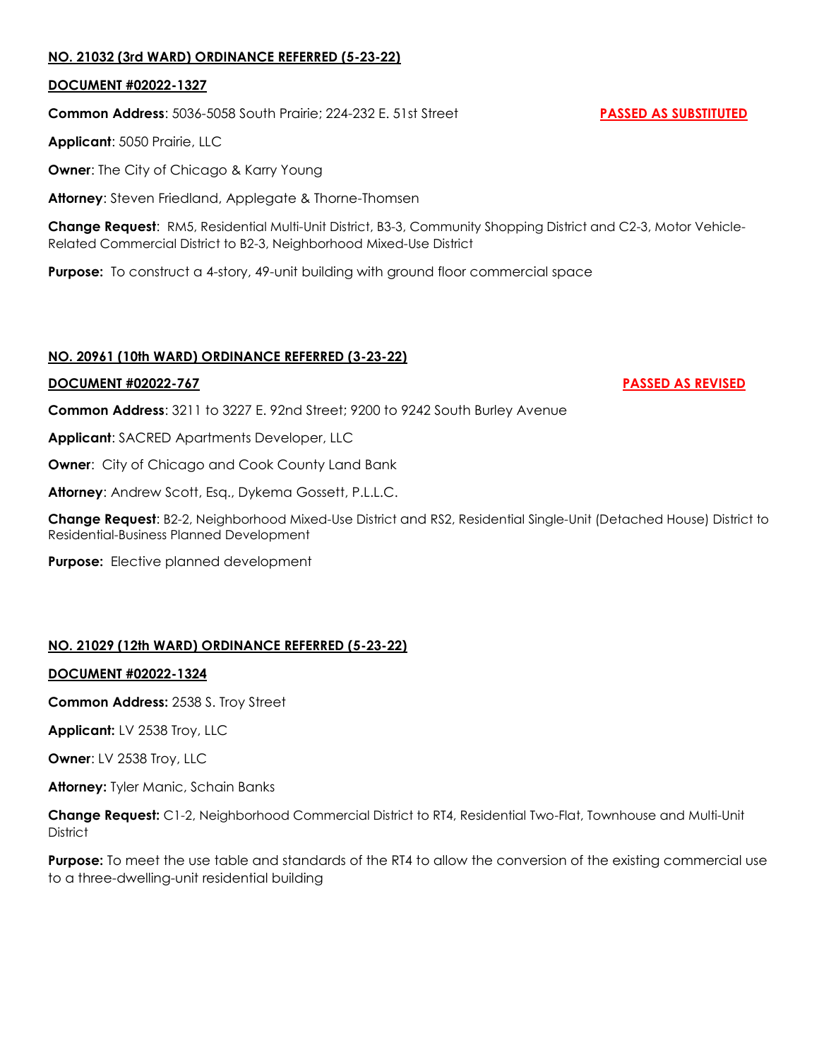**NO. 21032 (3rd WARD) ORDINANCE REFERRED (5-23-22)**

**DOCUMENT #02022-1327**

**Common Address**: 5036-5058 South Prairie; 224-232 E. 51st Street **PASSED AS SUBSTITUTED**

**Applicant**: 5050 Prairie, LLC

**Owner**: The City of Chicago & Karry Young

**Attorney**: Steven Friedland, Applegate & Thorne-Thomsen

**Change Request**: RM5, Residential Multi-Unit District, B3-3, Community Shopping District and C2-3, Motor Vehicle-Related Commercial District to B2-3, Neighborhood Mixed-Use District

**Purpose:** To construct a 4-story, 49-unit building with ground floor commercial space

**NO. 20961 (10th WARD) ORDINANCE REFERRED (3-23-22)**

**DOCUMENT #02022-767** **PASSED AS REVISED**

**Common Address**: 3211 to 3227 E. 92nd Street; 9200 to 9242 South Burley Avenue

**Applicant**: SACRED Apartments Developer, LLC

**Owner**: City of Chicago and Cook County Land Bank

**Attorney**: Andrew Scott, Esq., Dykema Gossett, P.L.L.C.

**Change Request**: B2-2, Neighborhood Mixed-Use District and RS2, Residential Single-Unit (Detached House) District to Residential-Business Planned Development

**Purpose:** Elective planned development

**NO. 21029 (12th WARD) ORDINANCE REFERRED (5-23-22)**

**DOCUMENT #02022-1324**

**Common Address:** 2538 S. Troy Street

**Applicant:** LV 2538 Troy, LLC

**Owner**: LV 2538 Troy, LLC

**Attorney:** Tyler Manic, Schain Banks

**Change Request:** C1-2, Neighborhood Commercial District to RT4, Residential Two-Flat, Townhouse and Multi-Unit District

**Purpose:** To meet the use table and standards of the RT4 to allow the conversion of the existing commercial use to a three-dwelling-unit residential building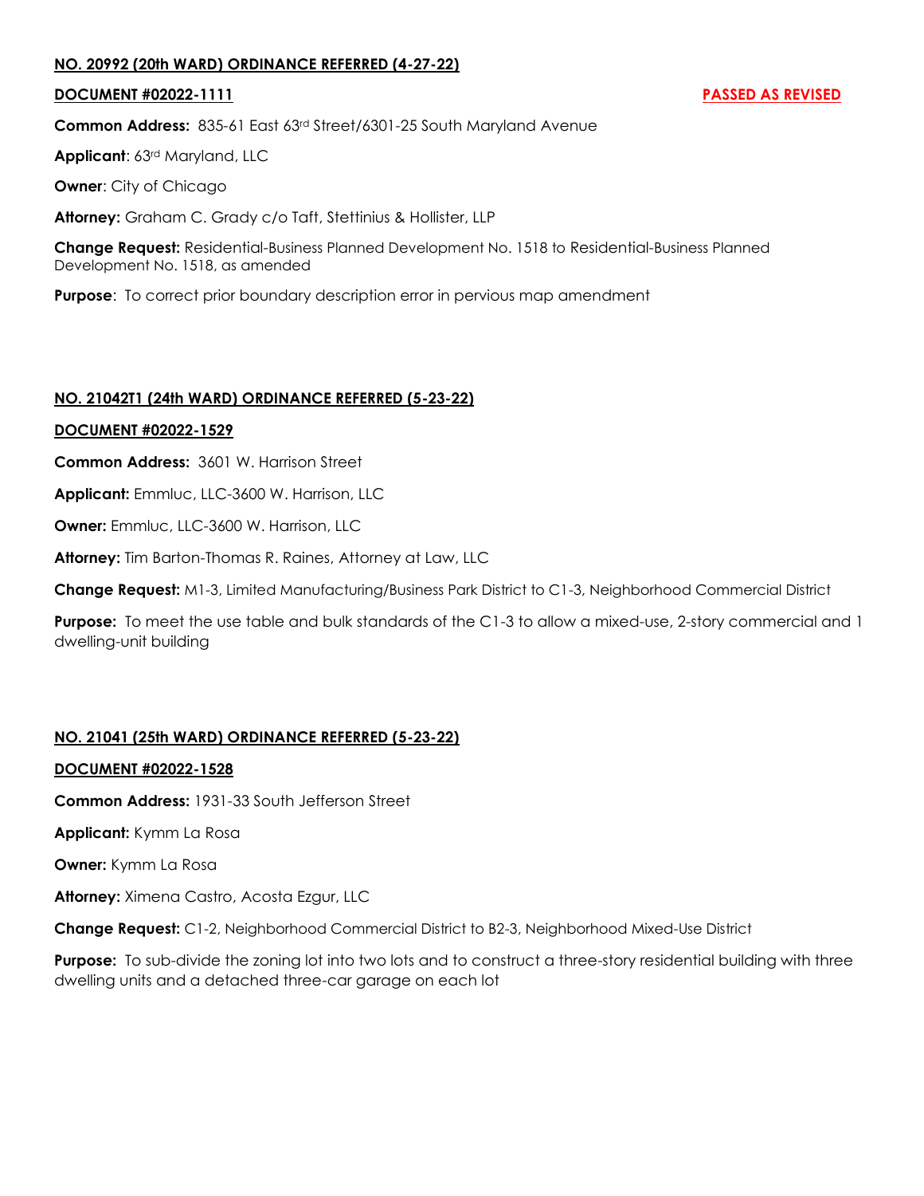**NO. 20992 (20th WARD) ORDINANCE REFERRED (4-27-22)**

**DOCUMENT #02022-1111** **PASSED AS REVISED**

**Common Address:** 835-61 East 63rd Street/6301-25 South Maryland Avenue

**Applicant**: 63rd Maryland, LLC

**Owner**: City of Chicago

**Attorney:** Graham C. Grady c/o Taft, Stettinius & Hollister, LLP

**Change Request:** Residential-Business Planned Development No. 1518 to Residential-Business Planned Development No. 1518, as amended

**Purpose**: To correct prior boundary description error in pervious map amendment

**NO. 21042T1 (24th WARD) ORDINANCE REFERRED (5-23-22)**

**DOCUMENT #02022-1529**

**Common Address:** 3601 W. Harrison Street

**Applicant:** Emmluc, LLC-3600 W. Harrison, LLC

**Owner:** Emmluc, LLC-3600 W. Harrison, LLC

**Attorney:** Tim Barton-Thomas R. Raines, Attorney at Law, LLC

**Change Request:** M1-3, Limited Manufacturing/Business Park District to C1-3, Neighborhood Commercial District

**Purpose:** To meet the use table and bulk standards of the C1-3 to allow a mixed-use, 2-story commercial and 1 dwelling-unit building

**NO. 21041 (25th WARD) ORDINANCE REFERRED (5-23-22)**

**DOCUMENT #02022-1528**

**Common Address:** 1931-33 South Jefferson Street

**Applicant:** Kymm La Rosa

**Owner:** Kymm La Rosa

**Attorney:** Ximena Castro, Acosta Ezgur, LLC

**Change Request:** C1-2, Neighborhood Commercial District to B2-3, Neighborhood Mixed-Use District

**Purpose:** To sub-divide the zoning lot into two lots and to construct a three-story residential building with three dwelling units and a detached three-car garage on each lot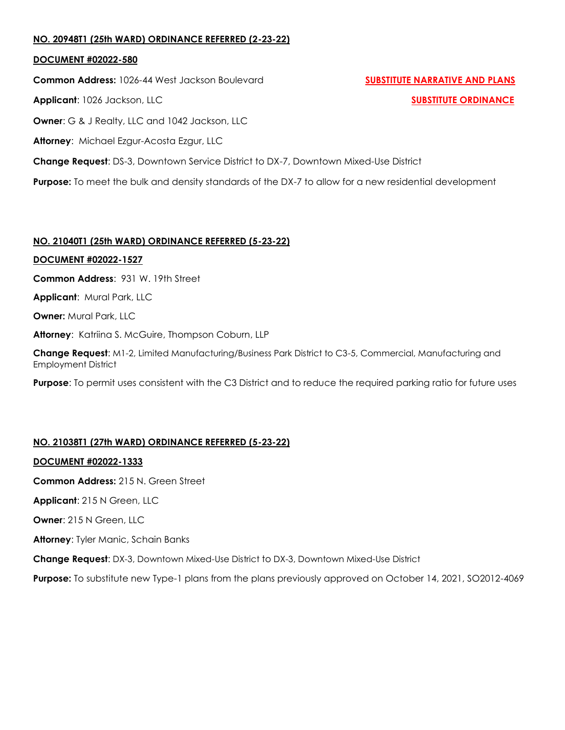**NO. 20948T1 (25th WARD) ORDINANCE REFERRED (2-23-22)**

**DOCUMENT #02022-580**

**Common Address:** 1026-44 West Jackson Boulevard **SUBSTITUTE NARRATIVE AND PLANS**

**Applicant**: 1026 Jackson, LLC **SUBSTITUTE ORDINANCE**

**Owner**: G & J Realty, LLC and 1042 Jackson, LLC

**Attorney**: Michael Ezgur-Acosta Ezgur, LLC

**Change Request**: DS-3, Downtown Service District to DX-7, Downtown Mixed-Use District

**Purpose:** To meet the bulk and density standards of the DX-7 to allow for a new residential development

**NO. 21040T1 (25th WARD) ORDINANCE REFERRED (5-23-22)**

**DOCUMENT #02022-1527**

**Common Address**: 931 W. 19th Street

**Applicant**: Mural Park, LLC

**Owner:** Mural Park, LLC

**Attorney**: Katriina S. McGuire, Thompson Coburn, LLP

**Change Request**: M1-2, Limited Manufacturing/Business Park District to C3-5, Commercial, Manufacturing and Employment District

**Purpose**: To permit uses consistent with the C3 District and to reduce the required parking ratio for future uses

**NO. 21038T1 (27th WARD) ORDINANCE REFERRED (5-23-22)**

**DOCUMENT #02022-1333**

**Common Address:** 215 N. Green Street

**Applicant**: 215 N Green, LLC

**Owner**: 215 N Green, LLC

**Attorney**: Tyler Manic, Schain Banks

**Change Request**: DX-3, Downtown Mixed-Use District to DX-3, Downtown Mixed-Use District

**Purpose:** To substitute new Type-1 plans from the plans previously approved on October 14, 2021, SO2012-4069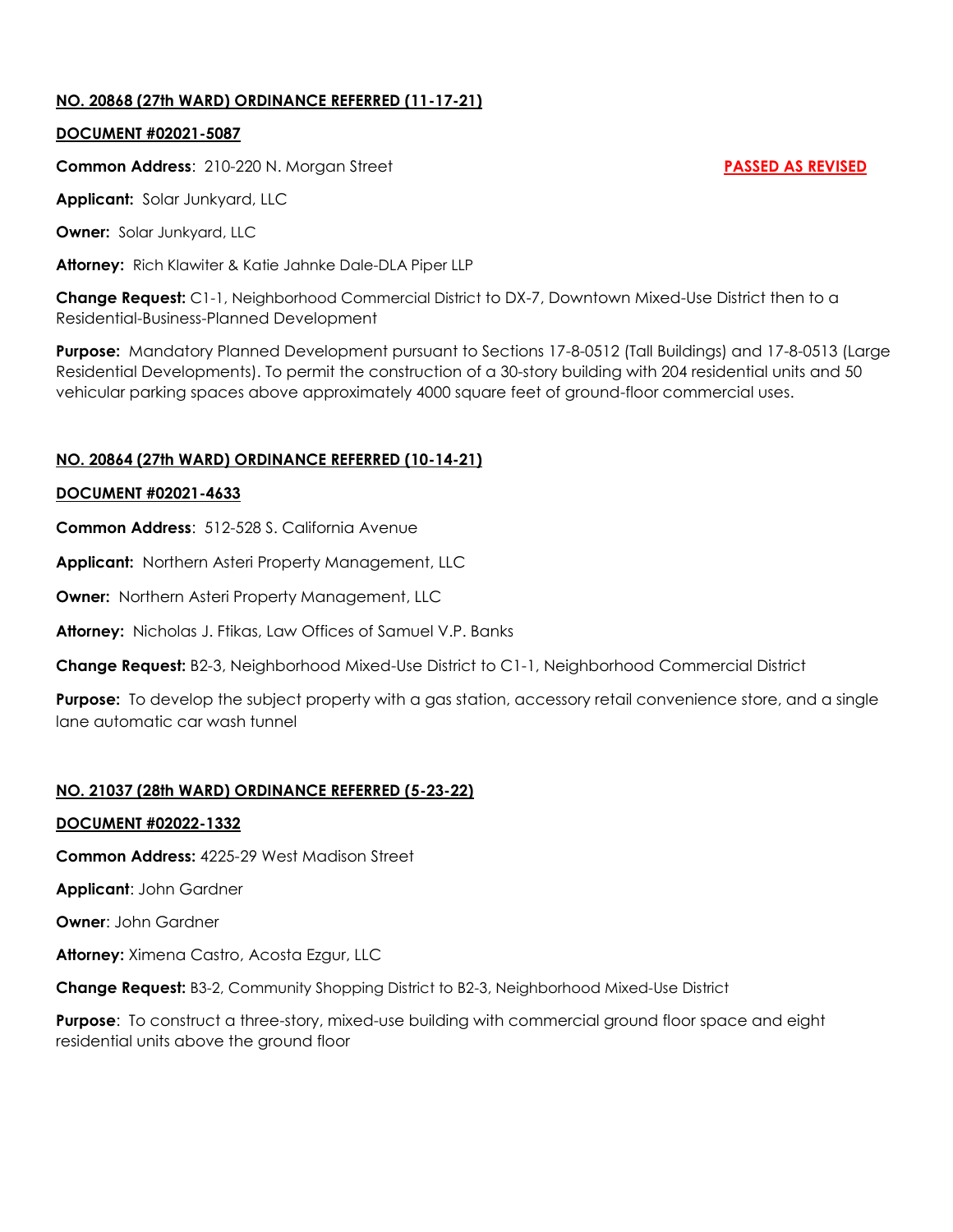**NO. 20868 (27th WARD) ORDINANCE REFERRED (11-17-21)**

**DOCUMENT #02021-5087**

**Common Address**: 210-220 N. Morgan Street **PASSED AS REVISED**

**Applicant:** Solar Junkyard, LLC

**Owner:** Solar Junkyard, LLC

**Attorney:** Rich Klawiter & Katie Jahnke Dale-DLA Piper LLP

**Change Request:** C1-1, Neighborhood Commercial District to DX-7, Downtown Mixed-Use District then to a Residential-Business-Planned Development

**Purpose:** Mandatory Planned Development pursuant to Sections 17-8-0512 (Tall Buildings) and 17-8-0513 (Large Residential Developments). To permit the construction of a 30-story building with 204 residential units and 50 vehicular parking spaces above approximately 4000 square feet of ground-floor commercial uses.

**NO. 20864 (27th WARD) ORDINANCE REFERRED (10-14-21)**

**DOCUMENT #02021-4633**

**Common Address**: 512-528 S. California Avenue

**Applicant:** Northern Asteri Property Management, LLC

**Owner:** Northern Asteri Property Management, LLC

**Attorney:** Nicholas J. Ftikas, Law Offices of Samuel V.P. Banks

**Change Request:** B2-3, Neighborhood Mixed-Use District to C1-1, Neighborhood Commercial District

**Purpose:** To develop the subject property with a gas station, accessory retail convenience store, and a single lane automatic car wash tunnel

**NO. 21037 (28th WARD) ORDINANCE REFERRED (5-23-22)**

**DOCUMENT #02022-1332**

**Common Address:** 4225-29 West Madison Street

**Applicant**: John Gardner

**Owner**: John Gardner

**Attorney:** Ximena Castro, Acosta Ezgur, LLC

**Change Request:** B3-2, Community Shopping District to B2-3, Neighborhood Mixed-Use District

**Purpose**: To construct a three-story, mixed-use building with commercial ground floor space and eight residential units above the ground floor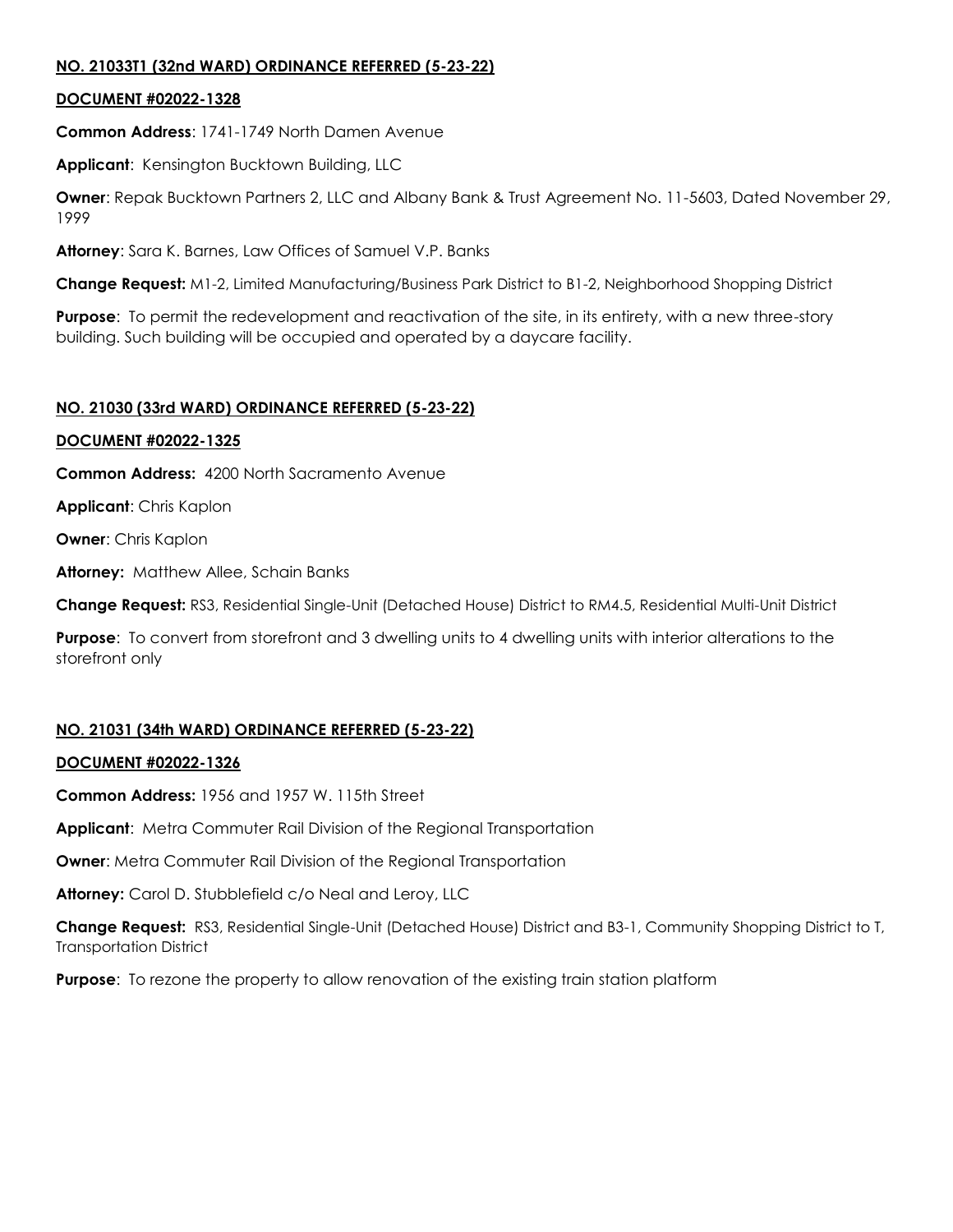**NO. 21033T1 (32nd WARD) ORDINANCE REFERRED (5-23-22)**

**DOCUMENT #02022-1328**

**Common Address**: 1741-1749 North Damen Avenue

**Applicant**: Kensington Bucktown Building, LLC

**Owner**: Repak Bucktown Partners 2, LLC and Albany Bank & Trust Agreement No. 11-5603, Dated November 29, 1999

**Attorney**: Sara K. Barnes, Law Offices of Samuel V.P. Banks

**Change Request:** M1-2, Limited Manufacturing/Business Park District to B1-2, Neighborhood Shopping District

**Purpose**: To permit the redevelopment and reactivation of the site, in its entirety, with a new three-story building. Such building will be occupied and operated by a daycare facility.

**NO. 21030 (33rd WARD) ORDINANCE REFERRED (5-23-22)**

**DOCUMENT #02022-1325**

**Common Address:** 4200 North Sacramento Avenue

**Applicant**: Chris Kaplon

**Owner**: Chris Kaplon

**Attorney:** Matthew Allee, Schain Banks

**Change Request:** RS3, Residential Single-Unit (Detached House) District to RM4.5, Residential Multi-Unit District

**Purpose**: To convert from storefront and 3 dwelling units to 4 dwelling units with interior alterations to the storefront only

**NO. 21031 (34th WARD) ORDINANCE REFERRED (5-23-22)**

**DOCUMENT #02022-1326**

**Common Address:** 1956 and 1957 W. 115th Street

**Applicant**: Metra Commuter Rail Division of the Regional Transportation

**Owner**: Metra Commuter Rail Division of the Regional Transportation

**Attorney:** Carol D. Stubblefield c/o Neal and Leroy, LLC

**Change Request:** RS3, Residential Single-Unit (Detached House) District and B3-1, Community Shopping District to T, Transportation District

**Purpose**: To rezone the property to allow renovation of the existing train station platform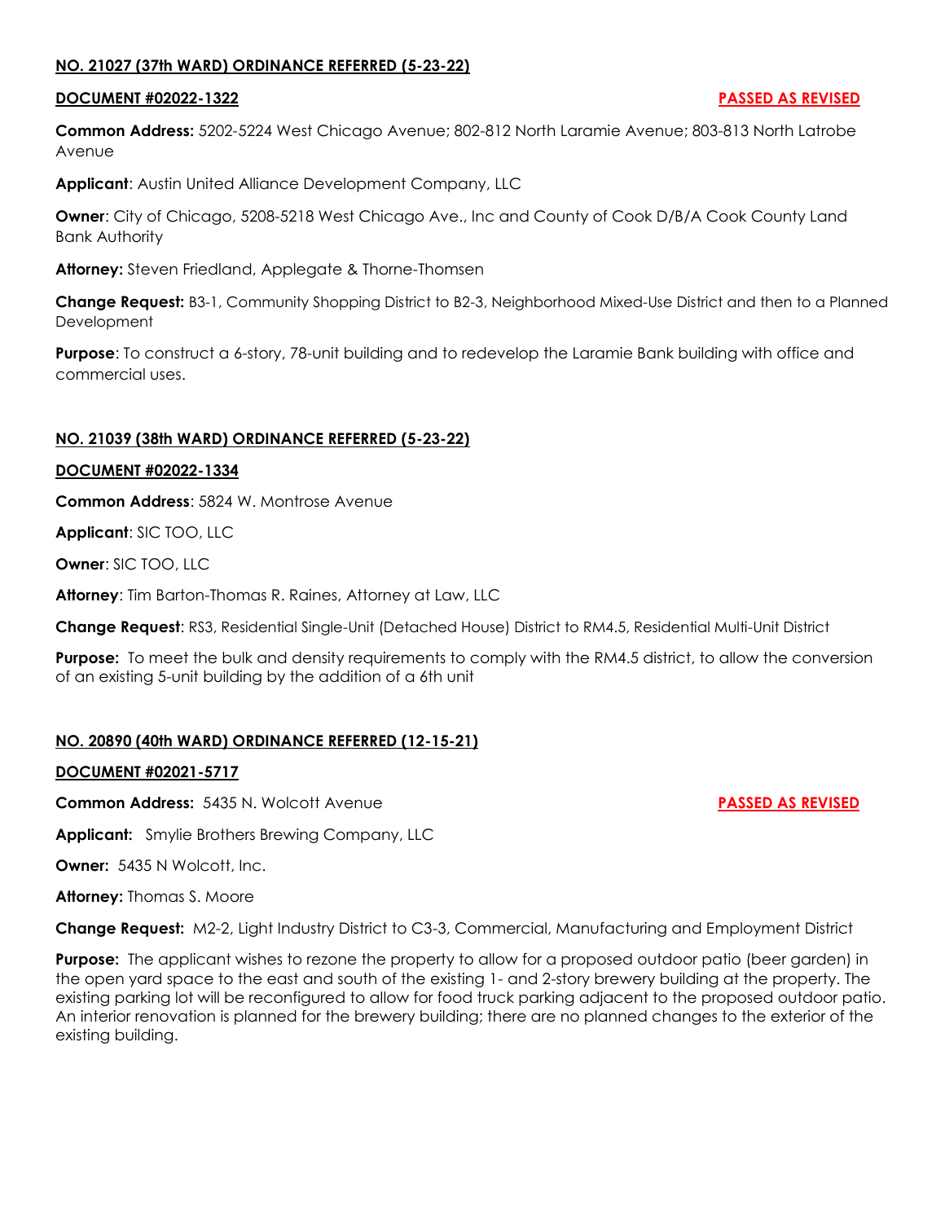**NO. 21027 (37th WARD) ORDINANCE REFERRED (5-23-22)**

**DOCUMENT #02022-1322** **PASSED AS REVISED**

**Common Address:** 5202-5224 West Chicago Avenue; 802-812 North Laramie Avenue; 803-813 North Latrobe Avenue

**Applicant**: Austin United Alliance Development Company, LLC

**Owner**: City of Chicago, 5208-5218 West Chicago Ave., Inc and County of Cook D/B/A Cook County Land Bank Authority

**Attorney:** Steven Friedland, Applegate & Thorne-Thomsen

**Change Request:** B3-1, Community Shopping District to B2-3, Neighborhood Mixed-Use District and then to a Planned Development

**Purpose**: To construct a 6-story, 78-unit building and to redevelop the Laramie Bank building with office and commercial uses.

**NO. 21039 (38th WARD) ORDINANCE REFERRED (5-23-22)**

**DOCUMENT #02022-1334**

**Common Address**: 5824 W. Montrose Avenue

**Applicant**: SIC TOO, LLC

**Owner**: SIC TOO, LLC

**Attorney**: Tim Barton-Thomas R. Raines, Attorney at Law, LLC

**Change Request**: RS3, Residential Single-Unit (Detached House) District to RM4.5, Residential Multi-Unit District

**Purpose:** To meet the bulk and density requirements to comply with the RM4.5 district, to allow the conversion of an existing 5-unit building by the addition of a 6th unit

**NO. 20890 (40th WARD) ORDINANCE REFERRED (12-15-21)**

**DOCUMENT #02021-5717**

**Common Address:** 5435 N. Wolcott Avenue **PASSED AS REVISED**

**Applicant:** Smylie Brothers Brewing Company, LLC

**Owner:** 5435 N Wolcott, Inc.

**Attorney:** Thomas S. Moore

**Change Request:** M2-2, Light Industry District to C3-3, Commercial, Manufacturing and Employment District

**Purpose:** The applicant wishes to rezone the property to allow for a proposed outdoor patio (beer garden) in the open yard space to the east and south of the existing 1- and 2-story brewery building at the property. The existing parking lot will be reconfigured to allow for food truck parking adjacent to the proposed outdoor patio. An interior renovation is planned for the brewery building; there are no planned changes to the exterior of the existing building.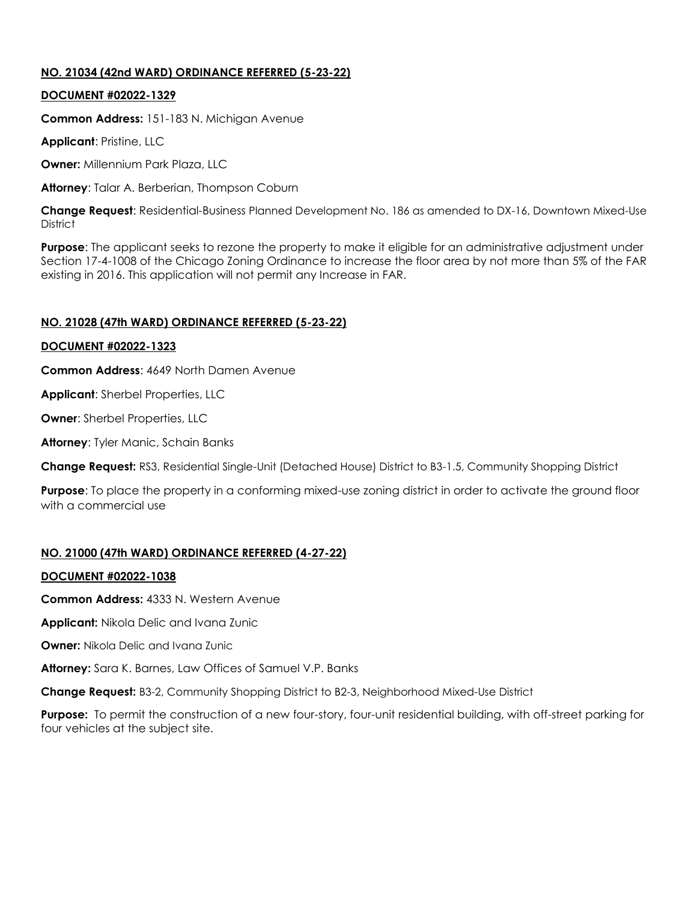**NO. 21034 (42nd WARD) ORDINANCE REFERRED (5-23-22)**

**DOCUMENT #02022-1329**

**Common Address:** 151-183 N. Michigan Avenue

**Applicant**: Pristine, LLC

**Owner:** Millennium Park Plaza, LLC

**Attorney**: Talar A. Berberian, Thompson Coburn

**Change Request**: Residential-Business Planned Development No. 186 as amended to DX-16, Downtown Mixed-Use District

**Purpose**: The applicant seeks to rezone the property to make it eligible for an administrative adjustment under Section 17-4-1008 of the Chicago Zoning Ordinance to increase the floor area by not more than 5% of the FAR existing in 2016. This application will not permit any Increase in FAR.

**NO. 21028 (47th WARD) ORDINANCE REFERRED (5-23-22)**

**DOCUMENT #02022-1323**

**Common Address**: 4649 North Damen Avenue

**Applicant**: Sherbel Properties, LLC

**Owner**: Sherbel Properties, LLC

**Attorney**: Tyler Manic, Schain Banks

**Change Request:** RS3, Residential Single-Unit (Detached House) District to B3-1.5, Community Shopping District

**Purpose**: To place the property in a conforming mixed-use zoning district in order to activate the ground floor with a commercial use

**NO. 21000 (47th WARD) ORDINANCE REFERRED (4-27-22)**

**DOCUMENT #02022-1038**

**Common Address:** 4333 N. Western Avenue

**Applicant:** Nikola Delic and Ivana Zunic

**Owner:** Nikola Delic and Ivana Zunic

**Attorney:** Sara K. Barnes, Law Offices of Samuel V.P. Banks

**Change Request:** B3-2, Community Shopping District to B2-3, Neighborhood Mixed-Use District

**Purpose:** To permit the construction of a new four-story, four-unit residential building, with off-street parking for four vehicles at the subject site.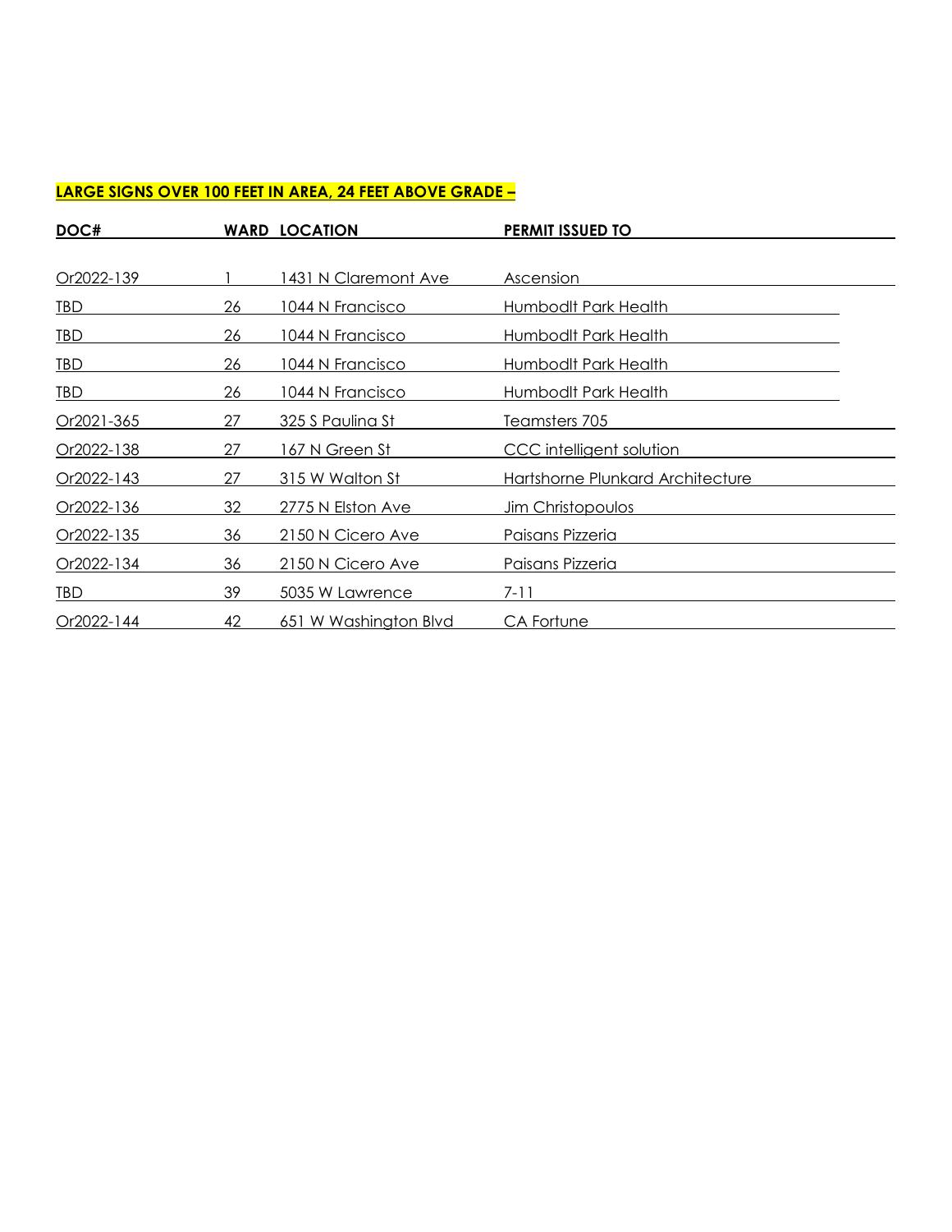**LARGE SIGNS OVER 100 FEET IN AREA, 24 FEET ABOVE GRADE –**

| DOC# | WARD | LOCATION | PERMIT ISSUED TO |
|---|---|---|---|
| Or2022-139 | 1 | 1431 N Claremont Ave | Ascension |
| TBD | 26 | 1044 N Francisco | Humbodlt Park Health |
| TBD | 26 | 1044 N Francisco | Humbodlt Park Health |
| TBD | 26 | 1044 N Francisco | Humbodlt Park Health |
| TBD | 26 | 1044 N Francisco | Humbodlt Park Health |
| Or2021-365 | 27 | 325 S Paulina St | Teamsters 705 |
| Or2022-138 | 27 | 167 N Green St | CCC intelligent solution |
| Or2022-143 | 27 | 315 W Walton St | Hartshorne Plunkard Architecture |
| Or2022-136 | 32 | 2775 N Elston Ave | Jim Christopoulos |
| Or2022-135 | 36 | 2150 N Cicero Ave | Paisans Pizzeria |
| Or2022-134 | 36 | 2150 N Cicero Ave | Paisans Pizzeria |
| TBD | 39 | 5035 W Lawrence | 7-11 |
| Or2022-144 | 42 | 651 W Washington Blvd | CA Fortune |